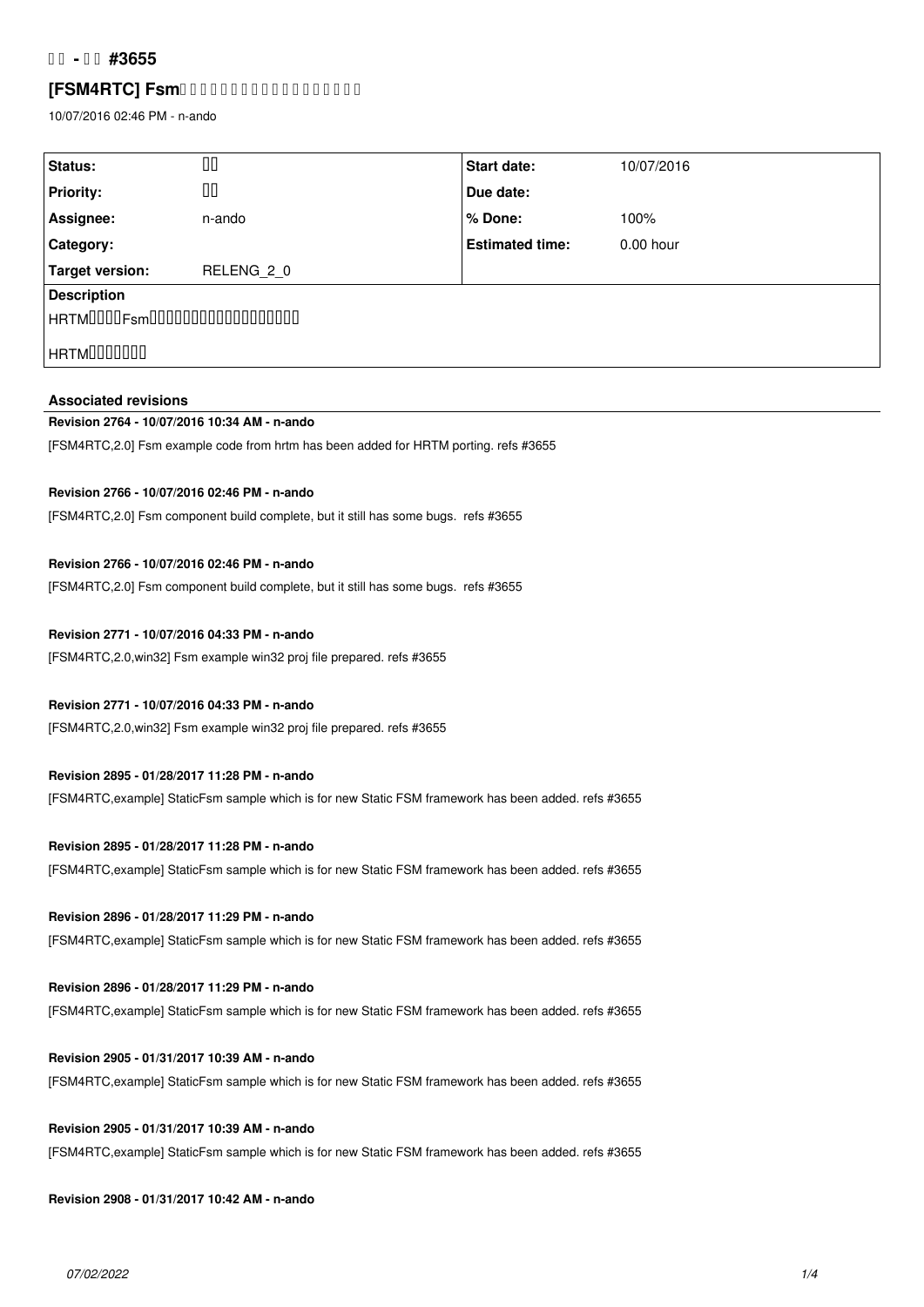# □□ - □□ #3655

## [FSM4RTC] Fsm□□□□□□□□□□□□□□□□□□□

10/07/2016 02:46 PM - n-ando

| Status: | □□ | Start date: | 10/07/2016 |
|---|---|---|---|
| Priority: | □□ | Due date: | |
| Assignee: | n-ando | % Done: | 100% |
| Category: | | Estimated time: | 0.00 hour |
| Target version: | RELENG_2_0 | | |

**Description**

HRTM□□□□Fsm□□□□□□□□□□□□□□□□□□□

HRTM□□□□□□□

### Associated revisions

**Revision 2764 - 10/07/2016 10:34 AM - n-ando**

[FSM4RTC,2.0] Fsm example code from hrtm has been added for HRTM porting. refs #3655

**Revision 2766 - 10/07/2016 02:46 PM - n-ando**

[FSM4RTC,2.0] Fsm component build complete, but it still has some bugs. refs #3655

**Revision 2766 - 10/07/2016 02:46 PM - n-ando**

[FSM4RTC,2.0] Fsm component build complete, but it still has some bugs. refs #3655

**Revision 2771 - 10/07/2016 04:33 PM - n-ando**

[FSM4RTC,2.0,win32] Fsm example win32 proj file prepared. refs #3655

**Revision 2771 - 10/07/2016 04:33 PM - n-ando**

[FSM4RTC,2.0,win32] Fsm example win32 proj file prepared. refs #3655

**Revision 2895 - 01/28/2017 11:28 PM - n-ando**

[FSM4RTC,example] StaticFsm sample which is for new Static FSM framework has been added. refs #3655

**Revision 2895 - 01/28/2017 11:28 PM - n-ando**

[FSM4RTC,example] StaticFsm sample which is for new Static FSM framework has been added. refs #3655

**Revision 2896 - 01/28/2017 11:29 PM - n-ando**

[FSM4RTC,example] StaticFsm sample which is for new Static FSM framework has been added. refs #3655

**Revision 2896 - 01/28/2017 11:29 PM - n-ando**

[FSM4RTC,example] StaticFsm sample which is for new Static FSM framework has been added. refs #3655

**Revision 2905 - 01/31/2017 10:39 AM - n-ando**

[FSM4RTC,example] StaticFsm sample which is for new Static FSM framework has been added. refs #3655

**Revision 2905 - 01/31/2017 10:39 AM - n-ando**

[FSM4RTC,example] StaticFsm sample which is for new Static FSM framework has been added. refs #3655

**Revision 2908 - 01/31/2017 10:42 AM - n-ando**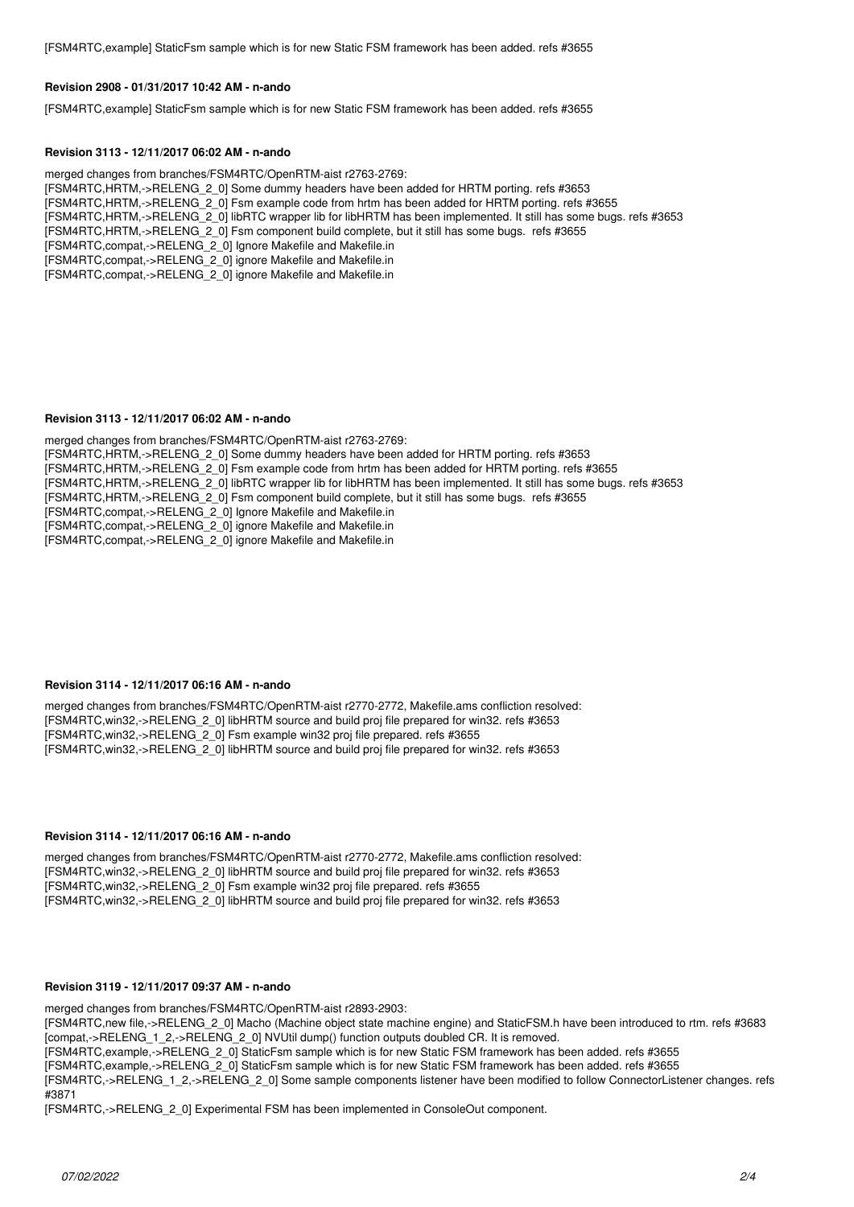[FSM4RTC,example] StaticFsm sample which is for new Static FSM framework has been added. refs #3655

#### Revision 2908 - 01/31/2017 10:42 AM - n-ando

[FSM4RTC,example] StaticFsm sample which is for new Static FSM framework has been added. refs #3655

#### Revision 3113 - 12/11/2017 06:02 AM - n-ando

merged changes from branches/FSM4RTC/OpenRTM-aist r2763-2769:
[FSM4RTC,HRTM,->RELENG_2_0] Some dummy headers have been added for HRTM porting. refs #3653
[FSM4RTC,HRTM,->RELENG_2_0] Fsm example code from hrtm has been added for HRTM porting. refs #3655
[FSM4RTC,HRTM,->RELENG_2_0] libRTC wrapper lib for libHRTM has been implemented. It still has some bugs. refs #3653
[FSM4RTC,HRTM,->RELENG_2_0] Fsm component build complete, but it still has some bugs. refs #3655
[FSM4RTC,compat,->RELENG_2_0] Ignore Makefile and Makefile.in
[FSM4RTC,compat,->RELENG_2_0] ignore Makefile and Makefile.in
[FSM4RTC,compat,->RELENG_2_0] ignore Makefile and Makefile.in

#### Revision 3113 - 12/11/2017 06:02 AM - n-ando

merged changes from branches/FSM4RTC/OpenRTM-aist r2763-2769:
[FSM4RTC,HRTM,->RELENG_2_0] Some dummy headers have been added for HRTM porting. refs #3653
[FSM4RTC,HRTM,->RELENG_2_0] Fsm example code from hrtm has been added for HRTM porting. refs #3655
[FSM4RTC,HRTM,->RELENG_2_0] libRTC wrapper lib for libHRTM has been implemented. It still has some bugs. refs #3653
[FSM4RTC,HRTM,->RELENG_2_0] Fsm component build complete, but it still has some bugs. refs #3655
[FSM4RTC,compat,->RELENG_2_0] Ignore Makefile and Makefile.in
[FSM4RTC,compat,->RELENG_2_0] ignore Makefile and Makefile.in
[FSM4RTC,compat,->RELENG_2_0] ignore Makefile and Makefile.in

#### Revision 3114 - 12/11/2017 06:16 AM - n-ando

merged changes from branches/FSM4RTC/OpenRTM-aist r2770-2772, Makefile.ams confliction resolved:
[FSM4RTC,win32,->RELENG_2_0] libHRTM source and build proj file prepared for win32. refs #3653
[FSM4RTC,win32,->RELENG_2_0] Fsm example win32 proj file prepared. refs #3655
[FSM4RTC,win32,->RELENG_2_0] libHRTM source and build proj file prepared for win32. refs #3653

#### Revision 3114 - 12/11/2017 06:16 AM - n-ando

merged changes from branches/FSM4RTC/OpenRTM-aist r2770-2772, Makefile.ams confliction resolved:
[FSM4RTC,win32,->RELENG_2_0] libHRTM source and build proj file prepared for win32. refs #3653
[FSM4RTC,win32,->RELENG_2_0] Fsm example win32 proj file prepared. refs #3655
[FSM4RTC,win32,->RELENG_2_0] libHRTM source and build proj file prepared for win32. refs #3653

#### Revision 3119 - 12/11/2017 09:37 AM - n-ando

merged changes from branches/FSM4RTC/OpenRTM-aist r2893-2903:
[FSM4RTC,new file,->RELENG_2_0] Macho (Machine object state machine engine) and StaticFSM.h have been introduced to rtm. refs #3683
[compat,->RELENG_1_2,->RELENG_2_0] NVUtil dump() function outputs doubled CR. It is removed.
[FSM4RTC,example,->RELENG_2_0] StaticFsm sample which is for new Static FSM framework has been added. refs #3655
[FSM4RTC,example,->RELENG_2_0] StaticFsm sample which is for new Static FSM framework has been added. refs #3655
[FSM4RTC,->RELENG_1_2,->RELENG_2_0] Some sample components listener have been modified to follow ConnectorListener changes. refs #3871
[FSM4RTC,->RELENG_2_0] Experimental FSM has been implemented in ConsoleOut component.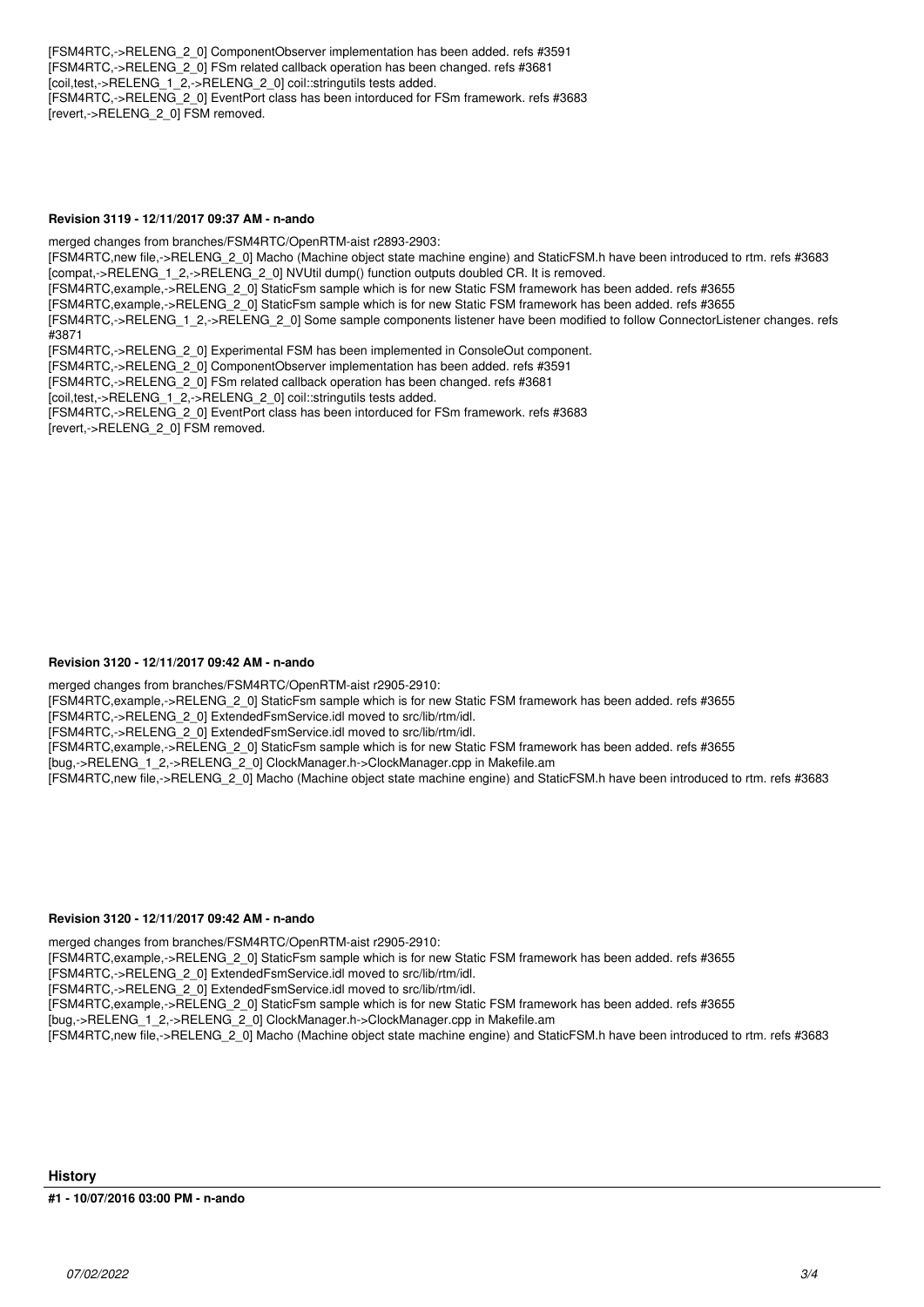[FSM4RTC,->RELENG_2_0] ComponentObserver implementation has been added. refs #3591
[FSM4RTC,->RELENG_2_0] FSm related callback operation has been changed. refs #3681
[coil,test,->RELENG_1_2,->RELENG_2_0] coil::stringutils tests added.
[FSM4RTC,->RELENG_2_0] EventPort class has been intorduced for FSm framework. refs #3683
[revert,->RELENG_2_0] FSM removed.

**Revision 3119 - 12/11/2017 09:37 AM - n-ando**

merged changes from branches/FSM4RTC/OpenRTM-aist r2893-2903:
[FSM4RTC,new file,->RELENG_2_0] Macho (Machine object state machine engine) and StaticFSM.h have been introduced to rtm. refs #3683
[compat,->RELENG_1_2,->RELENG_2_0] NVUtil dump() function outputs doubled CR. It is removed.
[FSM4RTC,example,->RELENG_2_0] StaticFsm sample which is for new Static FSM framework has been added. refs #3655
[FSM4RTC,example,->RELENG_2_0] StaticFsm sample which is for new Static FSM framework has been added. refs #3655
[FSM4RTC,->RELENG_1_2,->RELENG_2_0] Some sample components listener have been modified to follow ConnectorListener changes. refs #3871
[FSM4RTC,->RELENG_2_0] Experimental FSM has been implemented in ConsoleOut component.
[FSM4RTC,->RELENG_2_0] ComponentObserver implementation has been added. refs #3591
[FSM4RTC,->RELENG_2_0] FSm related callback operation has been changed. refs #3681
[coil,test,->RELENG_1_2,->RELENG_2_0] coil::stringutils tests added.
[FSM4RTC,->RELENG_2_0] EventPort class has been intorduced for FSm framework. refs #3683
[revert,->RELENG_2_0] FSM removed.

**Revision 3120 - 12/11/2017 09:42 AM - n-ando**

merged changes from branches/FSM4RTC/OpenRTM-aist r2905-2910:
[FSM4RTC,example,->RELENG_2_0] StaticFsm sample which is for new Static FSM framework has been added. refs #3655
[FSM4RTC,->RELENG_2_0] ExtendedFsmService.idl moved to src/lib/rtm/idl.
[FSM4RTC,->RELENG_2_0] ExtendedFsmService.idl moved to src/lib/rtm/idl.
[FSM4RTC,example,->RELENG_2_0] StaticFsm sample which is for new Static FSM framework has been added. refs #3655
[bug,->RELENG_1_2,->RELENG_2_0] ClockManager.h->ClockManager.cpp in Makefile.am
[FSM4RTC,new file,->RELENG_2_0] Macho (Machine object state machine engine) and StaticFSM.h have been introduced to rtm. refs #3683

**Revision 3120 - 12/11/2017 09:42 AM - n-ando**

merged changes from branches/FSM4RTC/OpenRTM-aist r2905-2910:
[FSM4RTC,example,->RELENG_2_0] StaticFsm sample which is for new Static FSM framework has been added. refs #3655
[FSM4RTC,->RELENG_2_0] ExtendedFsmService.idl moved to src/lib/rtm/idl.
[FSM4RTC,->RELENG_2_0] ExtendedFsmService.idl moved to src/lib/rtm/idl.
[FSM4RTC,example,->RELENG_2_0] StaticFsm sample which is for new Static FSM framework has been added. refs #3655
[bug,->RELENG_1_2,->RELENG_2_0] ClockManager.h->ClockManager.cpp in Makefile.am
[FSM4RTC,new file,->RELENG_2_0] Macho (Machine object state machine engine) and StaticFSM.h have been introduced to rtm. refs #3683

## History

**#1 - 10/07/2016 03:00 PM - n-ando**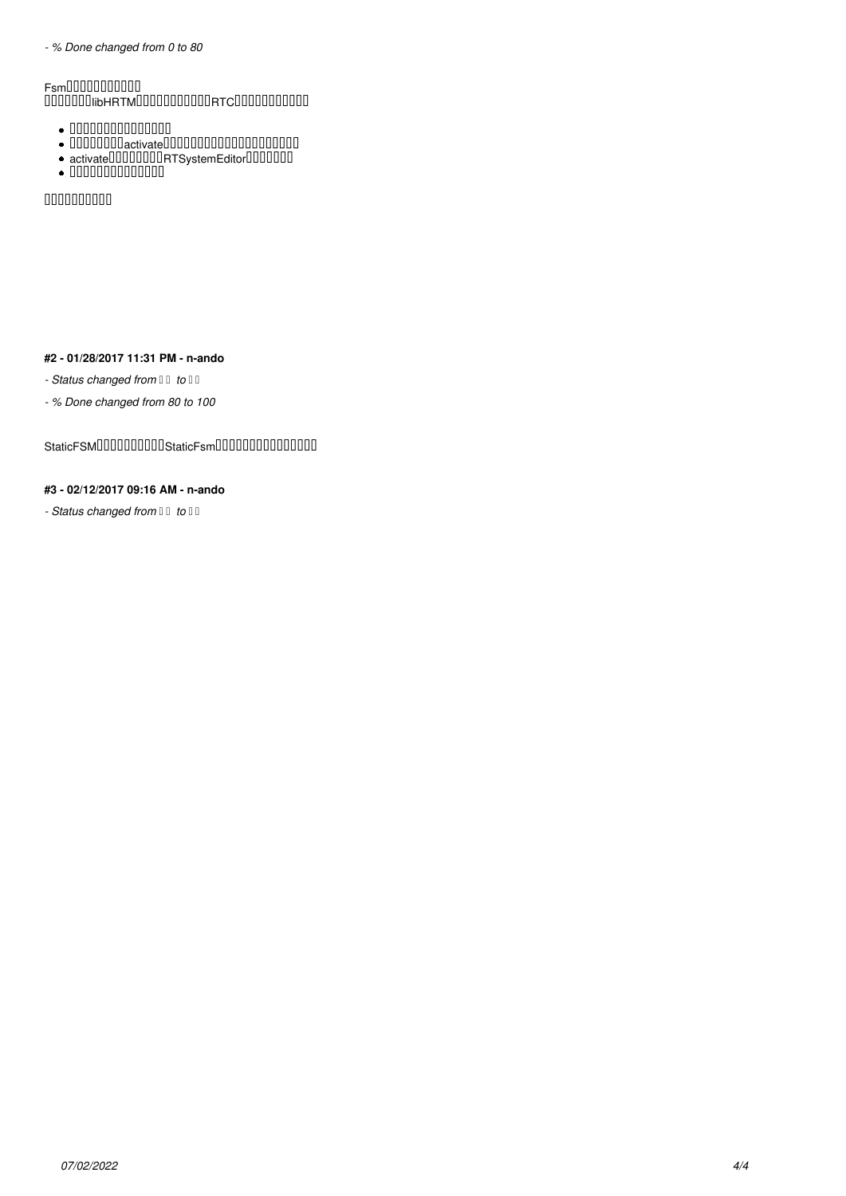*- % Done changed from 0 to 80*

Fsm□□□□□□□□□□□
□□□□□□□libHRTM□□□□□□□□□□□RTC□□□□□□□□□□□

- □□□□□□□□□□□□□□□□
- □□□□□□□□activate□□□□□□□□□□□□□□□□□□□□□□
- activate□□□□□□□□RTSystemEditor□□□□□□□
- □□□□□□□□□□□□□□

□□□□□□□□□□

#### #2 - 01/28/2017 11:31 PM - n-ando

*- Status changed from □□ to □□*

*- % Done changed from 80 to 100*

StaticFSM□□□□□□□□□□StaticFsm□□□□□□□□□□□□□□□

#### #3 - 02/12/2017 09:16 AM - n-ando

*- Status changed from □□ to □□*